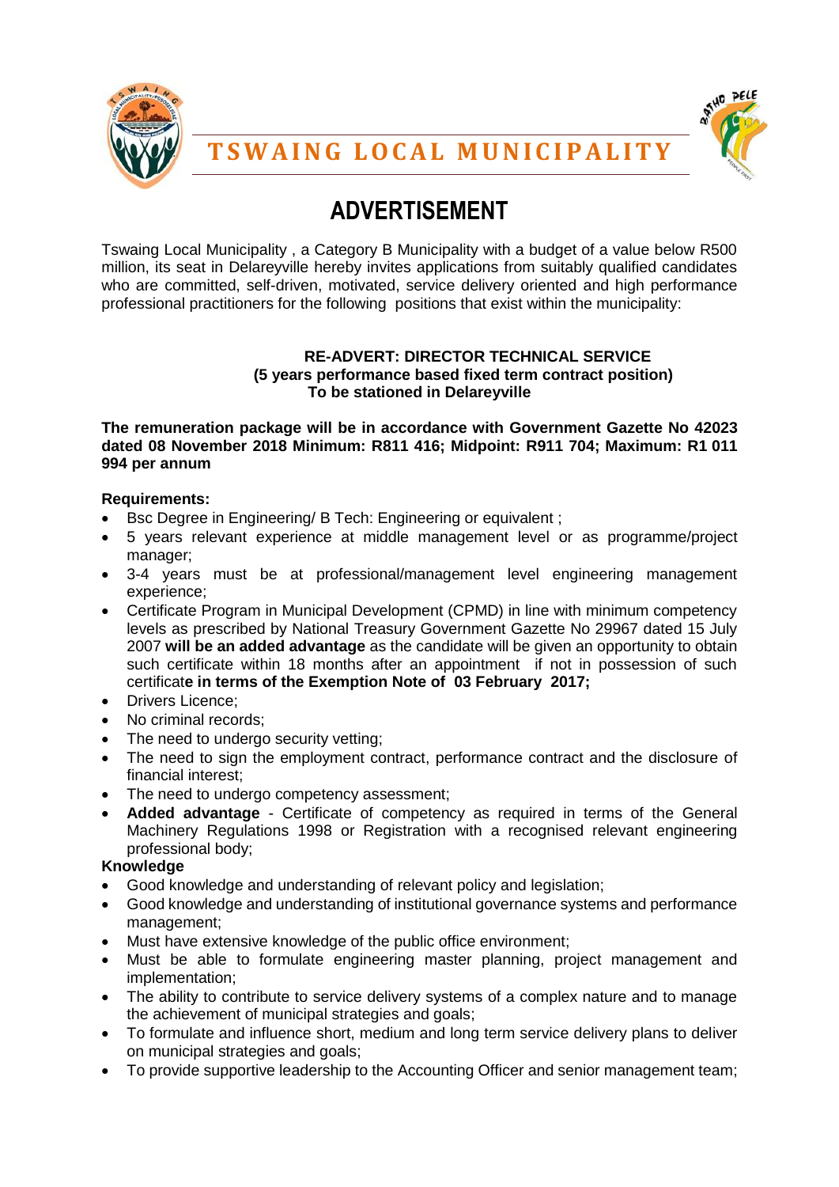# TSWAING LOCAL MUNICIPALITY

## ADVERTISEMENT

Tswaing Local Municipality , a Category B Municipality with a budget of a value below R500 million, its seat in Delareyville hereby invites applications from suitably qualified candidates who are committed, self-driven, motivated, service delivery oriented and high performance professional practitioners for the following positions that exist within the municipality:

**RE-ADVERT: DIRECTOR TECHNICAL SERVICE**
**(5 years performance based fixed term contract position)**
**To be stationed in Delareyville**

**The remuneration package will be in accordance with Government Gazette No 42023 dated 08 November 2018 Minimum: R811 416; Midpoint: R911 704; Maximum: R1 011 994 per annum**

**Requirements:**

- Bsc Degree in Engineering/ B Tech: Engineering or equivalent ;
- 5 years relevant experience at middle management level or as programme/project manager;
- 3-4 years must be at professional/management level engineering management experience;
- Certificate Program in Municipal Development (CPMD) in line with minimum competency levels as prescribed by National Treasury Government Gazette No 29967 dated 15 July 2007 **will be an added advantage** as the candidate will be given an opportunity to obtain such certificate within 18 months after an appointment if not in possession of such certificat**e in terms of the Exemption Note of 03 February 2017;**
- Drivers Licence;
- No criminal records;
- The need to undergo security vetting;
- The need to sign the employment contract, performance contract and the disclosure of financial interest;
- The need to undergo competency assessment;
- **Added advantage** - Certificate of competency as required in terms of the General Machinery Regulations 1998 or Registration with a recognised relevant engineering professional body;

**Knowledge**

- Good knowledge and understanding of relevant policy and legislation;
- Good knowledge and understanding of institutional governance systems and performance management;
- Must have extensive knowledge of the public office environment;
- Must be able to formulate engineering master planning, project management and implementation;
- The ability to contribute to service delivery systems of a complex nature and to manage the achievement of municipal strategies and goals;
- To formulate and influence short, medium and long term service delivery plans to deliver on municipal strategies and goals;
- To provide supportive leadership to the Accounting Officer and senior management team;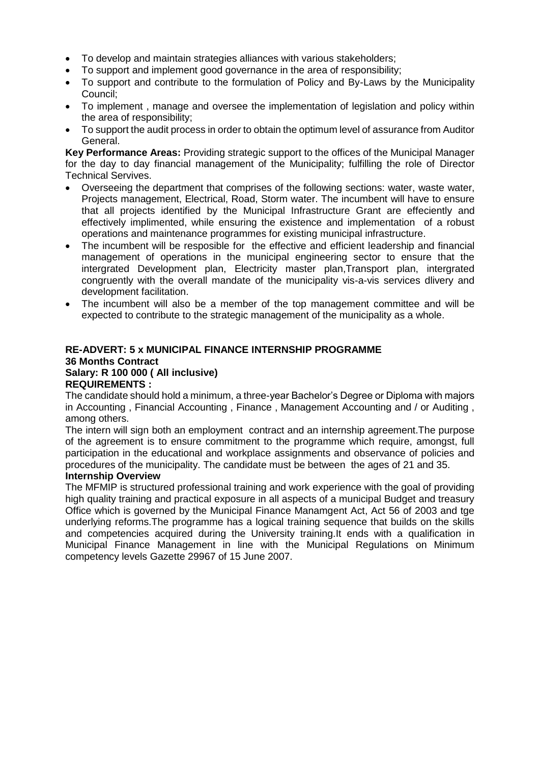- To develop and maintain strategies alliances with various stakeholders;
- To support and implement good governance in the area of responsibility;
- To support and contribute to the formulation of Policy and By-Laws by the Municipality Council;
- To implement , manage and oversee the implementation of legislation and policy within the area of responsibility;
- To support the audit process in order to obtain the optimum level of assurance from Auditor General.

**Key Performance Areas:** Providing strategic support to the offices of the Municipal Manager for the day to day financial management of the Municipality; fulfilling the role of Director Technical Servives.

- Overseeing the department that comprises of the following sections: water, waste water, Projects management, Electrical, Road, Storm water. The incumbent will have to ensure that all projects identified by the Municipal Infrastructure Grant are effeciently and effectively implimented, while ensuring the existence and implementation of a robust operations and maintenance programmes for existing municipal infrastructure.
- The incumbent will be resposible for the effective and efficient leadership and financial management of operations in the municipal engineering sector to ensure that the intergrated Development plan, Electricity master plan,Transport plan, intergrated congruently with the overall mandate of the municipality vis-a-vis services dlivery and development facilitation.
- The incumbent will also be a member of the top management committee and will be expected to contribute to the strategic management of the municipality as a whole.

**RE-ADVERT: 5 x MUNICIPAL FINANCE INTERNSHIP PROGRAMME**
**36 Months Contract**
**Salary: R 100 000 ( All inclusive)**
**REQUIREMENTS :**

The candidate should hold a minimum, a three-year Bachelor's Degree or Diploma with majors in Accounting , Financial Accounting , Finance , Management Accounting and / or Auditing , among others.

The intern will sign both an employment contract and an internship agreement.The purpose of the agreement is to ensure commitment to the programme which require, amongst, full participation in the educational and workplace assignments and observance of policies and procedures of the municipality. The candidate must be between the ages of 21 and 35.

**Internship Overview**

The MFMIP is structured professional training and work experience with the goal of providing high quality training and practical exposure in all aspects of a municipal Budget and treasury Office which is governed by the Municipal Finance Manamgent Act, Act 56 of 2003 and tge underlying reforms.The programme has a logical training sequence that builds on the skills and competencies acquired during the University training.It ends with a qualification in Municipal Finance Management in line with the Municipal Regulations on Minimum competency levels Gazette 29967 of 15 June 2007.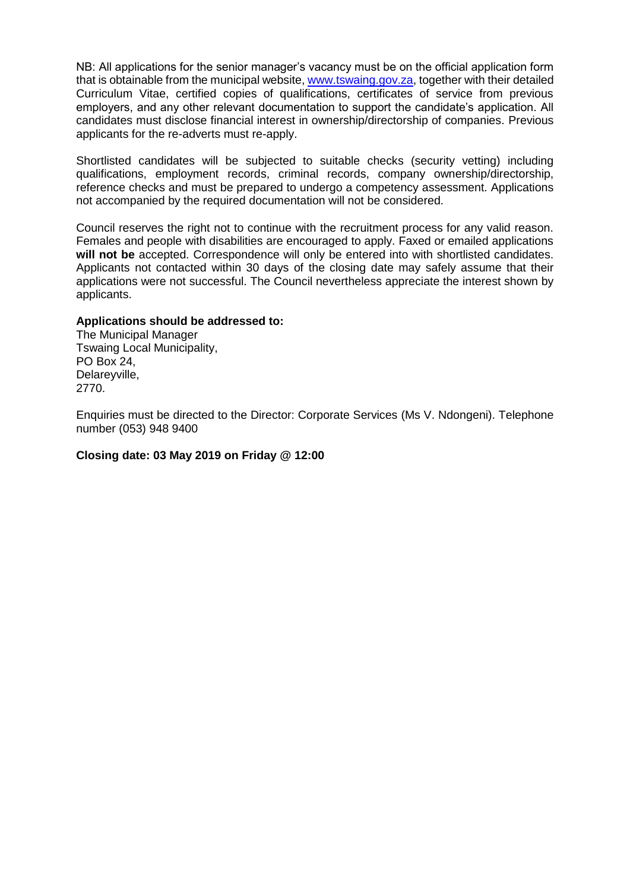NB: All applications for the senior manager's vacancy must be on the official application form that is obtainable from the municipal website, www.tswaing.gov.za, together with their detailed Curriculum Vitae, certified copies of qualifications, certificates of service from previous employers, and any other relevant documentation to support the candidate's application. All candidates must disclose financial interest in ownership/directorship of companies. Previous applicants for the re-adverts must re-apply.

Shortlisted candidates will be subjected to suitable checks (security vetting) including qualifications, employment records, criminal records, company ownership/directorship, reference checks and must be prepared to undergo a competency assessment. Applications not accompanied by the required documentation will not be considered.

Council reserves the right not to continue with the recruitment process for any valid reason. Females and people with disabilities are encouraged to apply. Faxed or emailed applications **will not be** accepted. Correspondence will only be entered into with shortlisted candidates. Applicants not contacted within 30 days of the closing date may safely assume that their applications were not successful. The Council nevertheless appreciate the interest shown by applicants.

**Applications should be addressed to:**
The Municipal Manager
Tswaing Local Municipality,
PO Box 24,
Delareyville,
2770.

Enquiries must be directed to the Director: Corporate Services (Ms V. Ndongeni). Telephone number (053) 948 9400

**Closing date: 03 May 2019 on Friday @ 12:00**